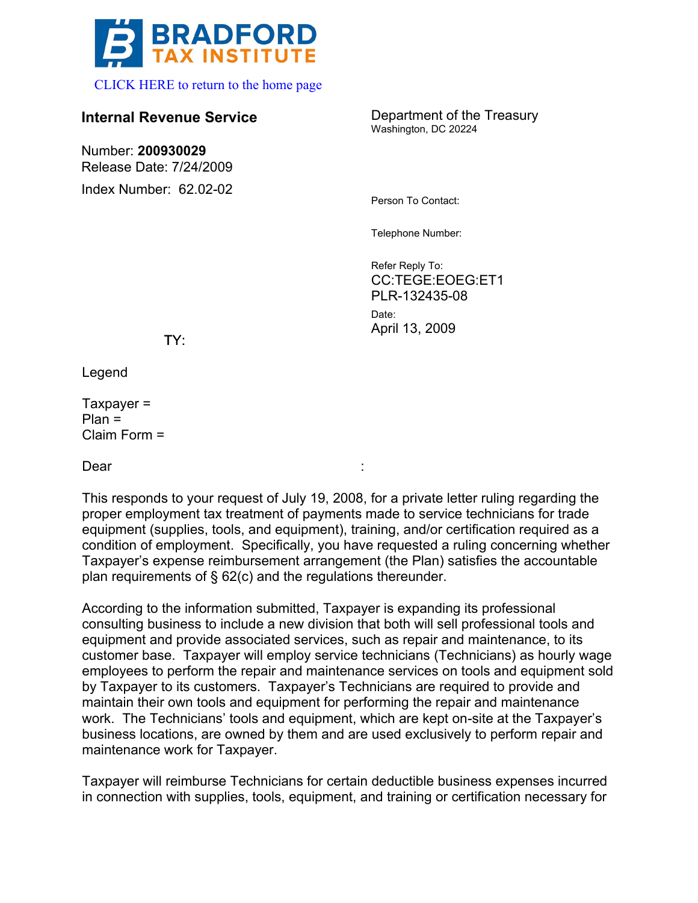BRADFORD TAX INSTITUTE

CLICK HERE to return to the home page

**Internal Revenue Service**

Number: **200930029**
Release Date: 7/24/2009

Index Number: 62.02-02

Department of the Treasury
Washington, DC 20224

Person To Contact:

Telephone Number:

Refer Reply To:
CC:TEGE:EOEG:ET1
PLR-132435-08

Date:
April 13, 2009

TY:

Legend

Taxpayer =
Plan =
Claim Form =

Dear :

This responds to your request of July 19, 2008, for a private letter ruling regarding the proper employment tax treatment of payments made to service technicians for trade equipment (supplies, tools, and equipment), training, and/or certification required as a condition of employment. Specifically, you have requested a ruling concerning whether Taxpayer's expense reimbursement arrangement (the Plan) satisfies the accountable plan requirements of § 62(c) and the regulations thereunder.

According to the information submitted, Taxpayer is expanding its professional consulting business to include a new division that both will sell professional tools and equipment and provide associated services, such as repair and maintenance, to its customer base. Taxpayer will employ service technicians (Technicians) as hourly wage employees to perform the repair and maintenance services on tools and equipment sold by Taxpayer to its customers. Taxpayer's Technicians are required to provide and maintain their own tools and equipment for performing the repair and maintenance work. The Technicians' tools and equipment, which are kept on-site at the Taxpayer's business locations, are owned by them and are used exclusively to perform repair and maintenance work for Taxpayer.

Taxpayer will reimburse Technicians for certain deductible business expenses incurred in connection with supplies, tools, equipment, and training or certification necessary for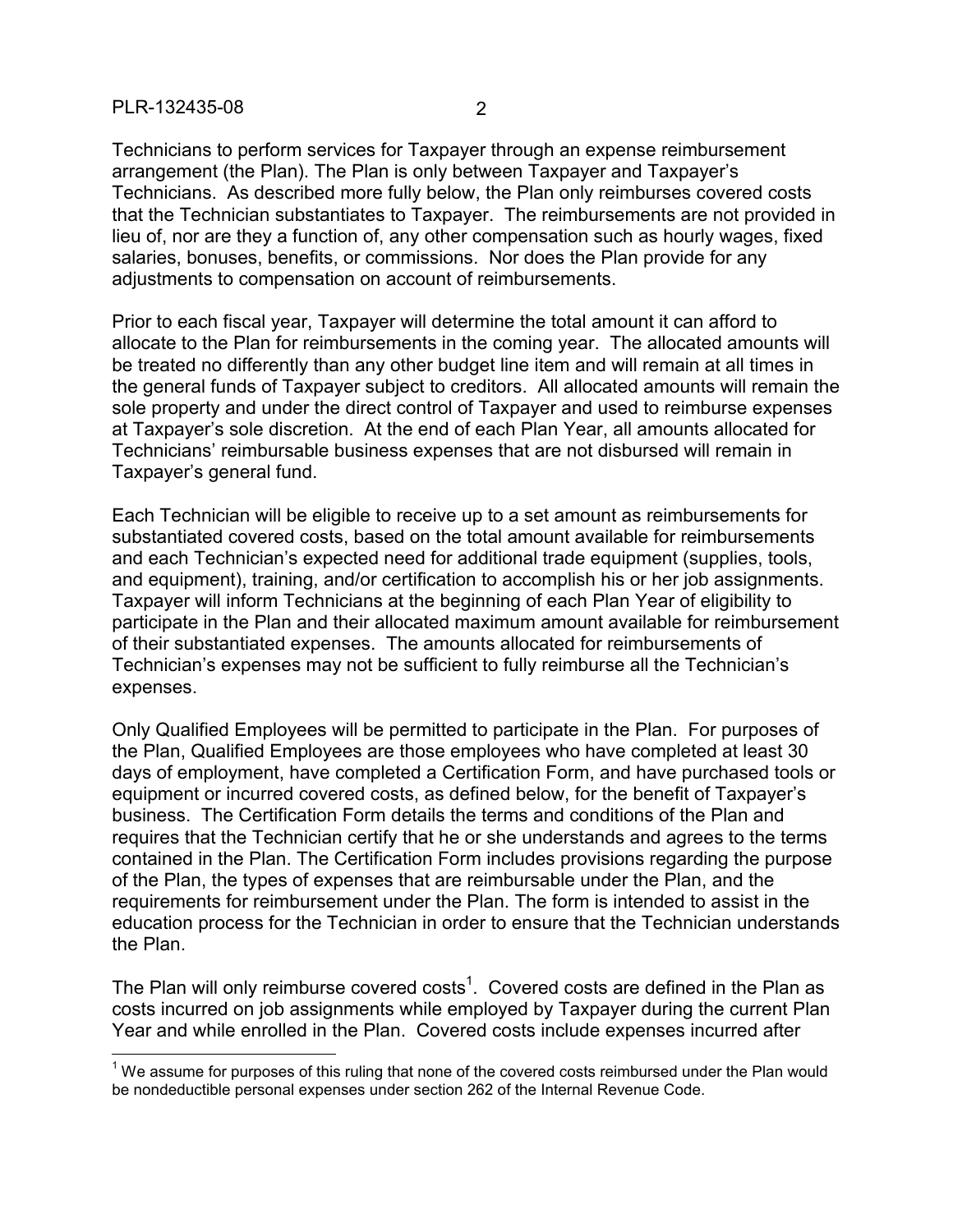Technicians to perform services for Taxpayer through an expense reimbursement arrangement (the Plan). The Plan is only between Taxpayer and Taxpayer's Technicians. As described more fully below, the Plan only reimburses covered costs that the Technician substantiates to Taxpayer. The reimbursements are not provided in lieu of, nor are they a function of, any other compensation such as hourly wages, fixed salaries, bonuses, benefits, or commissions. Nor does the Plan provide for any adjustments to compensation on account of reimbursements.

Prior to each fiscal year, Taxpayer will determine the total amount it can afford to allocate to the Plan for reimbursements in the coming year. The allocated amounts will be treated no differently than any other budget line item and will remain at all times in the general funds of Taxpayer subject to creditors. All allocated amounts will remain the sole property and under the direct control of Taxpayer and used to reimburse expenses at Taxpayer's sole discretion. At the end of each Plan Year, all amounts allocated for Technicians' reimbursable business expenses that are not disbursed will remain in Taxpayer's general fund.

Each Technician will be eligible to receive up to a set amount as reimbursements for substantiated covered costs, based on the total amount available for reimbursements and each Technician's expected need for additional trade equipment (supplies, tools, and equipment), training, and/or certification to accomplish his or her job assignments. Taxpayer will inform Technicians at the beginning of each Plan Year of eligibility to participate in the Plan and their allocated maximum amount available for reimbursement of their substantiated expenses. The amounts allocated for reimbursements of Technician's expenses may not be sufficient to fully reimburse all the Technician's expenses.

Only Qualified Employees will be permitted to participate in the Plan. For purposes of the Plan, Qualified Employees are those employees who have completed at least 30 days of employment, have completed a Certification Form, and have purchased tools or equipment or incurred covered costs, as defined below, for the benefit of Taxpayer's business. The Certification Form details the terms and conditions of the Plan and requires that the Technician certify that he or she understands and agrees to the terms contained in the Plan. The Certification Form includes provisions regarding the purpose of the Plan, the types of expenses that are reimbursable under the Plan, and the requirements for reimbursement under the Plan. The form is intended to assist in the education process for the Technician in order to ensure that the Technician understands the Plan.

The Plan will only reimburse covered costs[1]. Covered costs are defined in the Plan as costs incurred on job assignments while employed by Taxpayer during the current Plan Year and while enrolled in the Plan. Covered costs include expenses incurred after

[1] We assume for purposes of this ruling that none of the covered costs reimbursed under the Plan would be nondeductible personal expenses under section 262 of the Internal Revenue Code.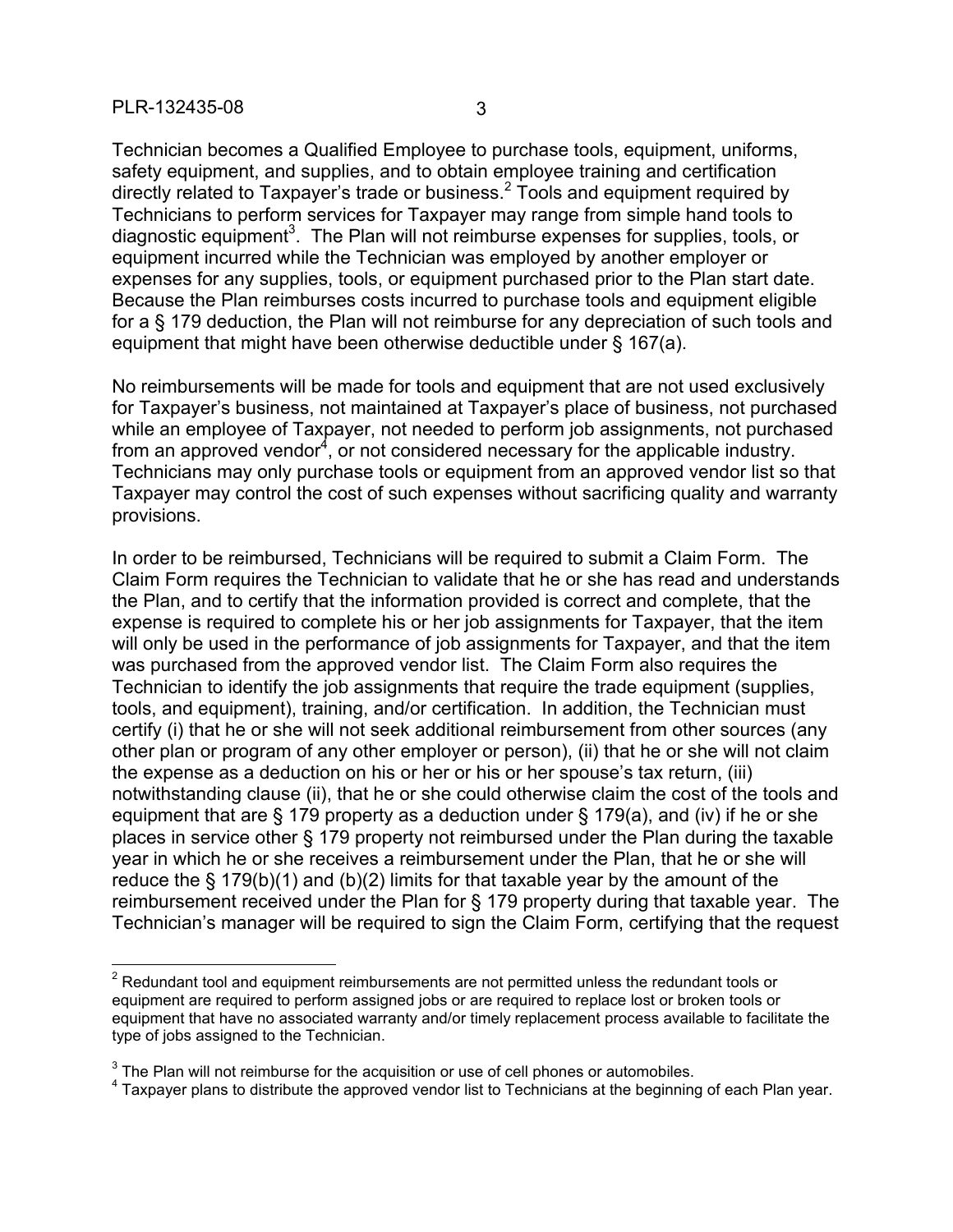Technician becomes a Qualified Employee to purchase tools, equipment, uniforms, safety equipment, and supplies, and to obtain employee training and certification directly related to Taxpayer's trade or business.[2] Tools and equipment required by Technicians to perform services for Taxpayer may range from simple hand tools to diagnostic equipment[3]. The Plan will not reimburse expenses for supplies, tools, or equipment incurred while the Technician was employed by another employer or expenses for any supplies, tools, or equipment purchased prior to the Plan start date. Because the Plan reimburses costs incurred to purchase tools and equipment eligible for a § 179 deduction, the Plan will not reimburse for any depreciation of such tools and equipment that might have been otherwise deductible under § 167(a).

No reimbursements will be made for tools and equipment that are not used exclusively for Taxpayer's business, not maintained at Taxpayer's place of business, not purchased while an employee of Taxpayer, not needed to perform job assignments, not purchased from an approved vendor[4], or not considered necessary for the applicable industry. Technicians may only purchase tools or equipment from an approved vendor list so that Taxpayer may control the cost of such expenses without sacrificing quality and warranty provisions.

In order to be reimbursed, Technicians will be required to submit a Claim Form. The Claim Form requires the Technician to validate that he or she has read and understands the Plan, and to certify that the information provided is correct and complete, that the expense is required to complete his or her job assignments for Taxpayer, that the item will only be used in the performance of job assignments for Taxpayer, and that the item was purchased from the approved vendor list. The Claim Form also requires the Technician to identify the job assignments that require the trade equipment (supplies, tools, and equipment), training, and/or certification. In addition, the Technician must certify (i) that he or she will not seek additional reimbursement from other sources (any other plan or program of any other employer or person), (ii) that he or she will not claim the expense as a deduction on his or her or his or her spouse's tax return, (iii) notwithstanding clause (ii), that he or she could otherwise claim the cost of the tools and equipment that are § 179 property as a deduction under § 179(a), and (iv) if he or she places in service other § 179 property not reimbursed under the Plan during the taxable year in which he or she receives a reimbursement under the Plan, that he or she will reduce the § 179(b)(1) and (b)(2) limits for that taxable year by the amount of the reimbursement received under the Plan for § 179 property during that taxable year. The Technician's manager will be required to sign the Claim Form, certifying that the request

[2] Redundant tool and equipment reimbursements are not permitted unless the redundant tools or equipment are required to perform assigned jobs or are required to replace lost or broken tools or equipment that have no associated warranty and/or timely replacement process available to facilitate the type of jobs assigned to the Technician.

[3] The Plan will not reimburse for the acquisition or use of cell phones or automobiles.

[4] Taxpayer plans to distribute the approved vendor list to Technicians at the beginning of each Plan year.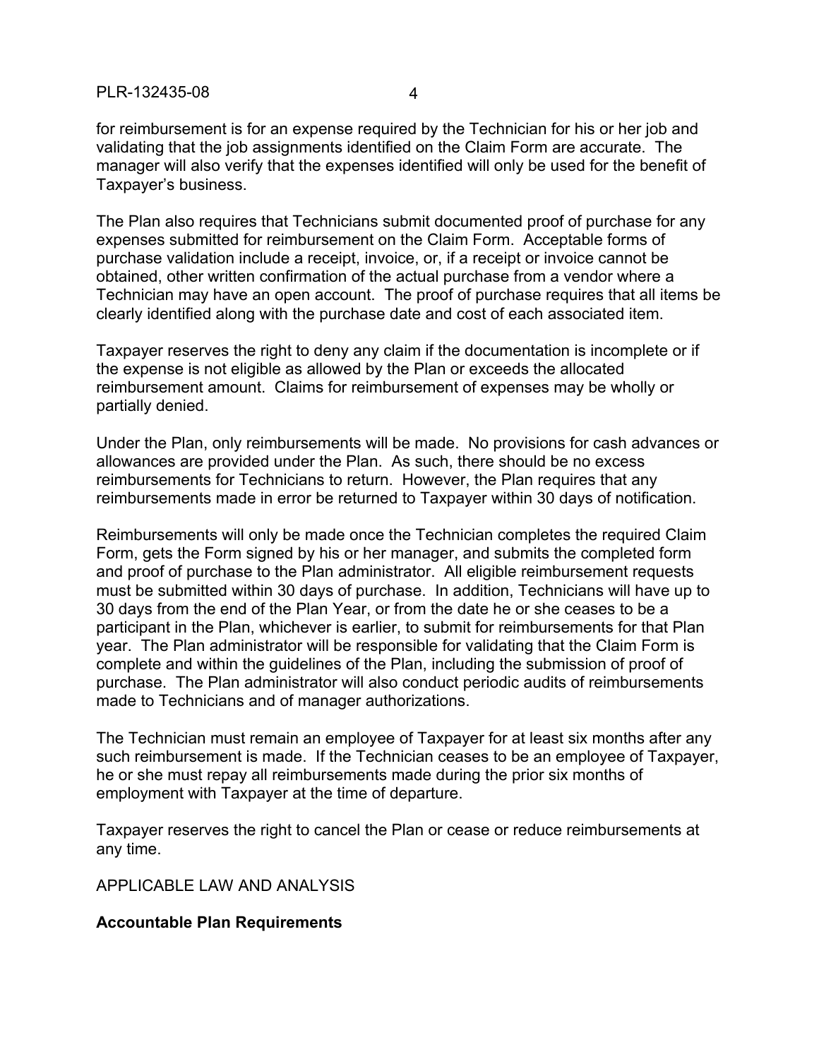for reimbursement is for an expense required by the Technician for his or her job and validating that the job assignments identified on the Claim Form are accurate. The manager will also verify that the expenses identified will only be used for the benefit of Taxpayer's business.

The Plan also requires that Technicians submit documented proof of purchase for any expenses submitted for reimbursement on the Claim Form. Acceptable forms of purchase validation include a receipt, invoice, or, if a receipt or invoice cannot be obtained, other written confirmation of the actual purchase from a vendor where a Technician may have an open account. The proof of purchase requires that all items be clearly identified along with the purchase date and cost of each associated item.

Taxpayer reserves the right to deny any claim if the documentation is incomplete or if the expense is not eligible as allowed by the Plan or exceeds the allocated reimbursement amount. Claims for reimbursement of expenses may be wholly or partially denied.

Under the Plan, only reimbursements will be made. No provisions for cash advances or allowances are provided under the Plan. As such, there should be no excess reimbursements for Technicians to return. However, the Plan requires that any reimbursements made in error be returned to Taxpayer within 30 days of notification.

Reimbursements will only be made once the Technician completes the required Claim Form, gets the Form signed by his or her manager, and submits the completed form and proof of purchase to the Plan administrator. All eligible reimbursement requests must be submitted within 30 days of purchase. In addition, Technicians will have up to 30 days from the end of the Plan Year, or from the date he or she ceases to be a participant in the Plan, whichever is earlier, to submit for reimbursements for that Plan year. The Plan administrator will be responsible for validating that the Claim Form is complete and within the guidelines of the Plan, including the submission of proof of purchase. The Plan administrator will also conduct periodic audits of reimbursements made to Technicians and of manager authorizations.

The Technician must remain an employee of Taxpayer for at least six months after any such reimbursement is made. If the Technician ceases to be an employee of Taxpayer, he or she must repay all reimbursements made during the prior six months of employment with Taxpayer at the time of departure.

Taxpayer reserves the right to cancel the Plan or cease or reduce reimbursements at any time.

APPLICABLE LAW AND ANALYSIS

**Accountable Plan Requirements**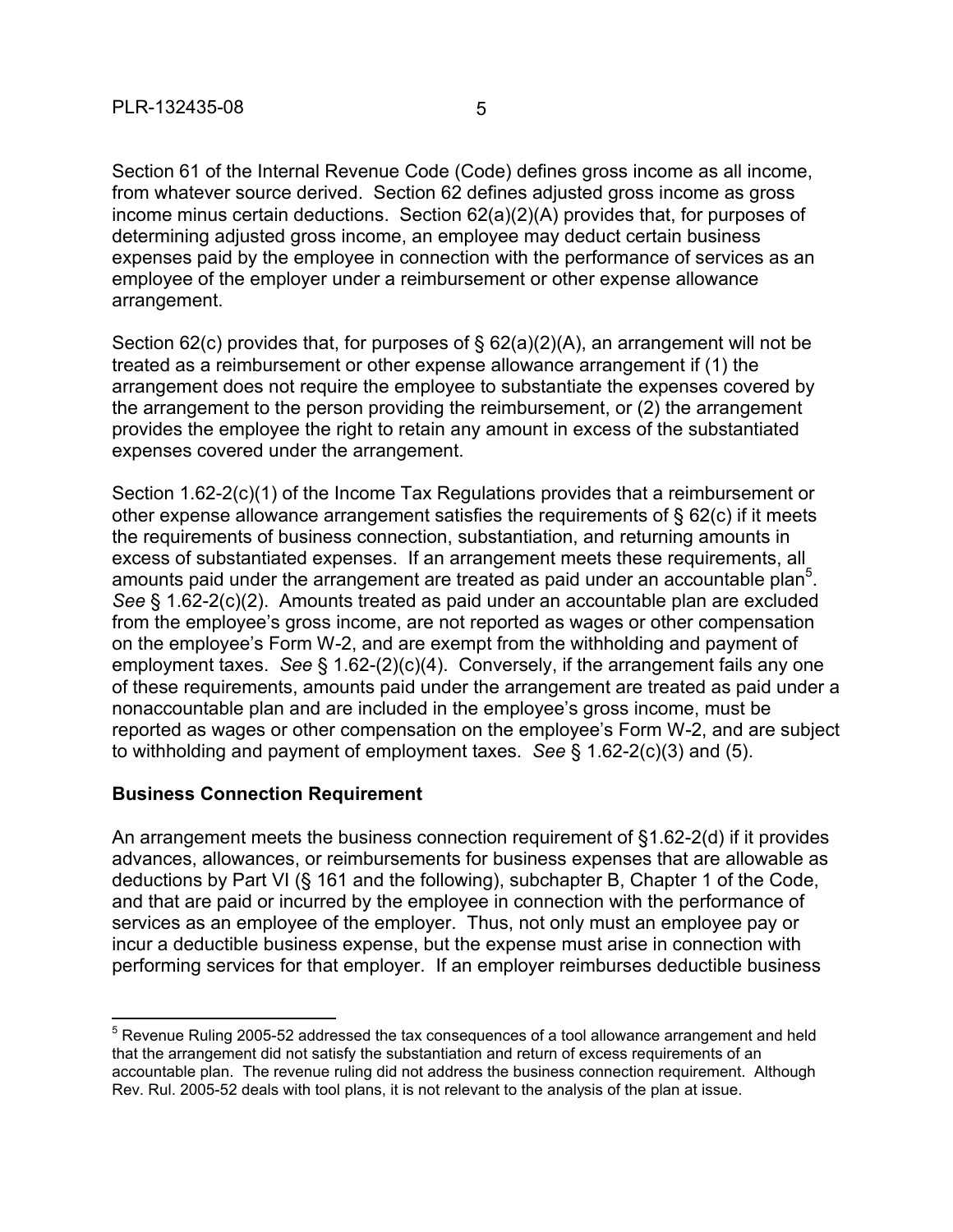Section 61 of the Internal Revenue Code (Code) defines gross income as all income, from whatever source derived. Section 62 defines adjusted gross income as gross income minus certain deductions. Section 62(a)(2)(A) provides that, for purposes of determining adjusted gross income, an employee may deduct certain business expenses paid by the employee in connection with the performance of services as an employee of the employer under a reimbursement or other expense allowance arrangement.

Section 62(c) provides that, for purposes of § 62(a)(2)(A), an arrangement will not be treated as a reimbursement or other expense allowance arrangement if (1) the arrangement does not require the employee to substantiate the expenses covered by the arrangement to the person providing the reimbursement, or (2) the arrangement provides the employee the right to retain any amount in excess of the substantiated expenses covered under the arrangement.

Section 1.62-2(c)(1) of the Income Tax Regulations provides that a reimbursement or other expense allowance arrangement satisfies the requirements of § 62(c) if it meets the requirements of business connection, substantiation, and returning amounts in excess of substantiated expenses. If an arrangement meets these requirements, all amounts paid under the arrangement are treated as paid under an accountable plan[5]. *See* § 1.62-2(c)(2). Amounts treated as paid under an accountable plan are excluded from the employee's gross income, are not reported as wages or other compensation on the employee's Form W-2, and are exempt from the withholding and payment of employment taxes. *See* § 1.62-(2)(c)(4). Conversely, if the arrangement fails any one of these requirements, amounts paid under the arrangement are treated as paid under a nonaccountable plan and are included in the employee's gross income, must be reported as wages or other compensation on the employee's Form W-2, and are subject to withholding and payment of employment taxes. *See* § 1.62-2(c)(3) and (5).

**Business Connection Requirement**

An arrangement meets the business connection requirement of §1.62-2(d) if it provides advances, allowances, or reimbursements for business expenses that are allowable as deductions by Part VI (§ 161 and the following), subchapter B, Chapter 1 of the Code, and that are paid or incurred by the employee in connection with the performance of services as an employee of the employer. Thus, not only must an employee pay or incur a deductible business expense, but the expense must arise in connection with performing services for that employer. If an employer reimburses deductible business

[5] Revenue Ruling 2005-52 addressed the tax consequences of a tool allowance arrangement and held that the arrangement did not satisfy the substantiation and return of excess requirements of an accountable plan. The revenue ruling did not address the business connection requirement. Although Rev. Rul. 2005-52 deals with tool plans, it is not relevant to the analysis of the plan at issue.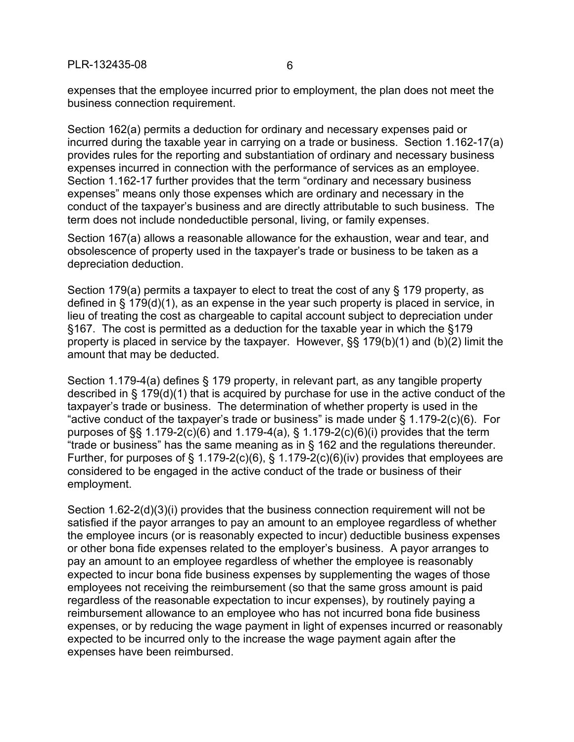expenses that the employee incurred prior to employment, the plan does not meet the business connection requirement.

Section 162(a) permits a deduction for ordinary and necessary expenses paid or incurred during the taxable year in carrying on a trade or business. Section 1.162-17(a) provides rules for the reporting and substantiation of ordinary and necessary business expenses incurred in connection with the performance of services as an employee. Section 1.162-17 further provides that the term "ordinary and necessary business expenses" means only those expenses which are ordinary and necessary in the conduct of the taxpayer's business and are directly attributable to such business. The term does not include nondeductible personal, living, or family expenses.

Section 167(a) allows a reasonable allowance for the exhaustion, wear and tear, and obsolescence of property used in the taxpayer's trade or business to be taken as a depreciation deduction.

Section 179(a) permits a taxpayer to elect to treat the cost of any § 179 property, as defined in § 179(d)(1), as an expense in the year such property is placed in service, in lieu of treating the cost as chargeable to capital account subject to depreciation under §167. The cost is permitted as a deduction for the taxable year in which the §179 property is placed in service by the taxpayer. However, §§ 179(b)(1) and (b)(2) limit the amount that may be deducted.

Section 1.179-4(a) defines § 179 property, in relevant part, as any tangible property described in § 179(d)(1) that is acquired by purchase for use in the active conduct of the taxpayer's trade or business. The determination of whether property is used in the "active conduct of the taxpayer's trade or business" is made under § 1.179-2(c)(6). For purposes of §§ 1.179-2(c)(6) and 1.179-4(a), § 1.179-2(c)(6)(i) provides that the term "trade or business" has the same meaning as in § 162 and the regulations thereunder. Further, for purposes of § 1.179-2(c)(6), § 1.179-2(c)(6)(iv) provides that employees are considered to be engaged in the active conduct of the trade or business of their employment.

Section 1.62-2(d)(3)(i) provides that the business connection requirement will not be satisfied if the payor arranges to pay an amount to an employee regardless of whether the employee incurs (or is reasonably expected to incur) deductible business expenses or other bona fide expenses related to the employer's business. A payor arranges to pay an amount to an employee regardless of whether the employee is reasonably expected to incur bona fide business expenses by supplementing the wages of those employees not receiving the reimbursement (so that the same gross amount is paid regardless of the reasonable expectation to incur expenses), by routinely paying a reimbursement allowance to an employee who has not incurred bona fide business expenses, or by reducing the wage payment in light of expenses incurred or reasonably expected to be incurred only to the increase the wage payment again after the expenses have been reimbursed.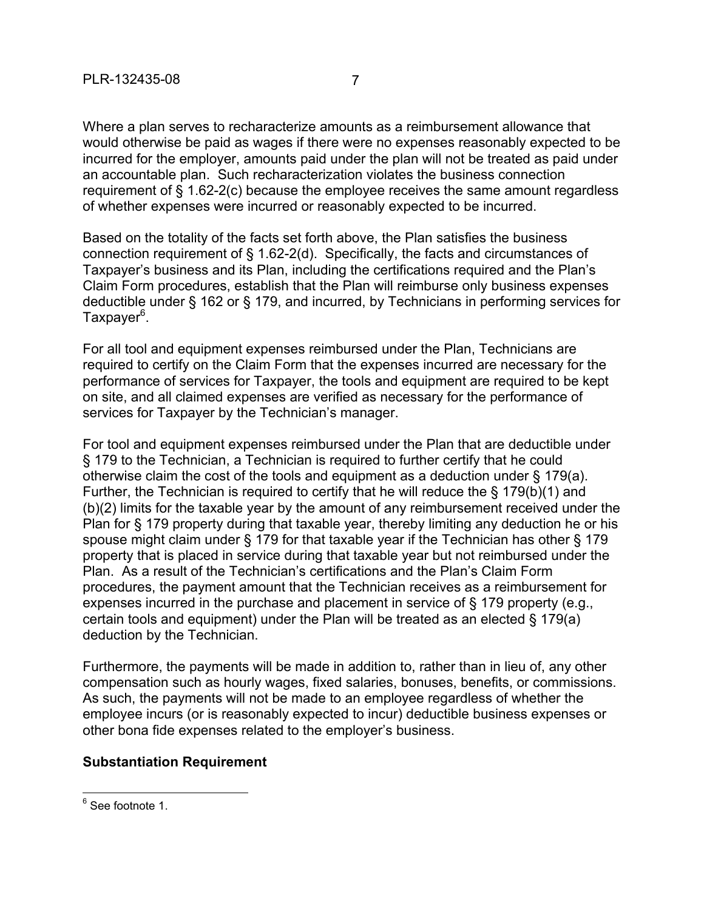Where a plan serves to recharacterize amounts as a reimbursement allowance that would otherwise be paid as wages if there were no expenses reasonably expected to be incurred for the employer, amounts paid under the plan will not be treated as paid under an accountable plan. Such recharacterization violates the business connection requirement of § 1.62-2(c) because the employee receives the same amount regardless of whether expenses were incurred or reasonably expected to be incurred.

Based on the totality of the facts set forth above, the Plan satisfies the business connection requirement of § 1.62-2(d). Specifically, the facts and circumstances of Taxpayer's business and its Plan, including the certifications required and the Plan's Claim Form procedures, establish that the Plan will reimburse only business expenses deductible under § 162 or § 179, and incurred, by Technicians in performing services for Taxpayer[6].

For all tool and equipment expenses reimbursed under the Plan, Technicians are required to certify on the Claim Form that the expenses incurred are necessary for the performance of services for Taxpayer, the tools and equipment are required to be kept on site, and all claimed expenses are verified as necessary for the performance of services for Taxpayer by the Technician's manager.

For tool and equipment expenses reimbursed under the Plan that are deductible under § 179 to the Technician, a Technician is required to further certify that he could otherwise claim the cost of the tools and equipment as a deduction under § 179(a). Further, the Technician is required to certify that he will reduce the § 179(b)(1) and (b)(2) limits for the taxable year by the amount of any reimbursement received under the Plan for § 179 property during that taxable year, thereby limiting any deduction he or his spouse might claim under § 179 for that taxable year if the Technician has other § 179 property that is placed in service during that taxable year but not reimbursed under the Plan. As a result of the Technician's certifications and the Plan's Claim Form procedures, the payment amount that the Technician receives as a reimbursement for expenses incurred in the purchase and placement in service of § 179 property (e.g., certain tools and equipment) under the Plan will be treated as an elected § 179(a) deduction by the Technician.

Furthermore, the payments will be made in addition to, rather than in lieu of, any other compensation such as hourly wages, fixed salaries, bonuses, benefits, or commissions. As such, the payments will not be made to an employee regardless of whether the employee incurs (or is reasonably expected to incur) deductible business expenses or other bona fide expenses related to the employer's business.

**Substantiation Requirement**

[6] See footnote 1.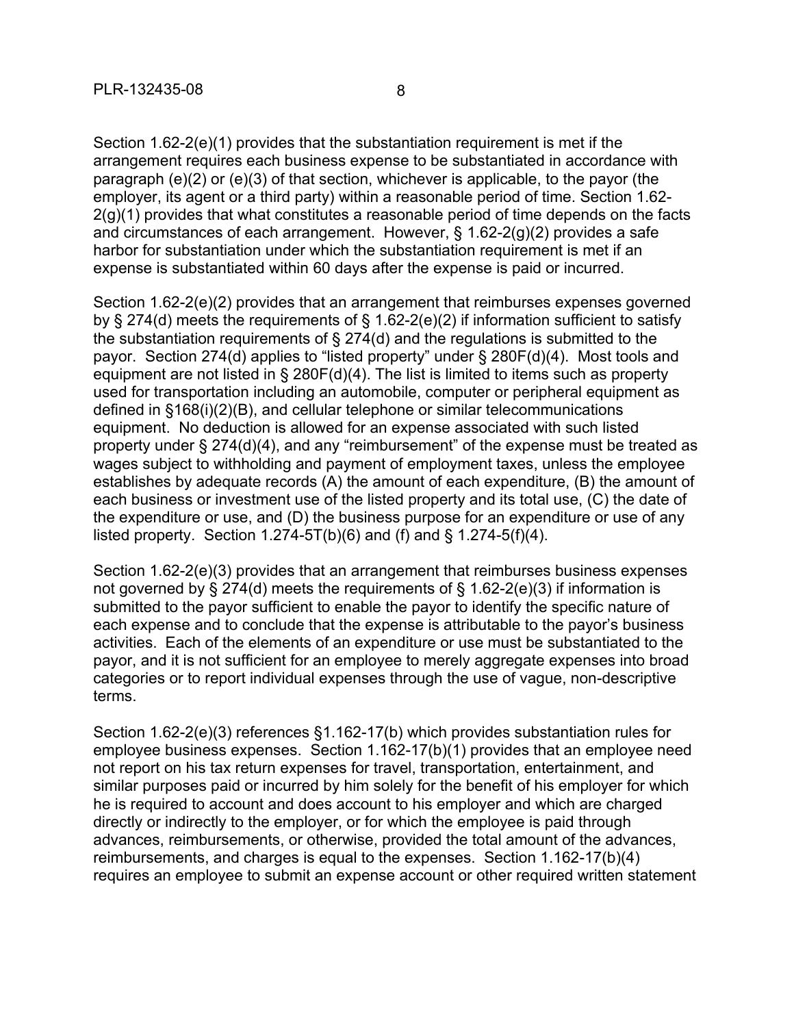Section 1.62-2(e)(1) provides that the substantiation requirement is met if the arrangement requires each business expense to be substantiated in accordance with paragraph (e)(2) or (e)(3) of that section, whichever is applicable, to the payor (the employer, its agent or a third party) within a reasonable period of time. Section 1.62-2(g)(1) provides that what constitutes a reasonable period of time depends on the facts and circumstances of each arrangement. However, § 1.62-2(g)(2) provides a safe harbor for substantiation under which the substantiation requirement is met if an expense is substantiated within 60 days after the expense is paid or incurred.

Section 1.62-2(e)(2) provides that an arrangement that reimburses expenses governed by § 274(d) meets the requirements of § 1.62-2(e)(2) if information sufficient to satisfy the substantiation requirements of § 274(d) and the regulations is submitted to the payor. Section 274(d) applies to "listed property" under § 280F(d)(4). Most tools and equipment are not listed in § 280F(d)(4). The list is limited to items such as property used for transportation including an automobile, computer or peripheral equipment as defined in §168(i)(2)(B), and cellular telephone or similar telecommunications equipment. No deduction is allowed for an expense associated with such listed property under § 274(d)(4), and any "reimbursement" of the expense must be treated as wages subject to withholding and payment of employment taxes, unless the employee establishes by adequate records (A) the amount of each expenditure, (B) the amount of each business or investment use of the listed property and its total use, (C) the date of the expenditure or use, and (D) the business purpose for an expenditure or use of any listed property. Section 1.274-5T(b)(6) and (f) and § 1.274-5(f)(4).

Section 1.62-2(e)(3) provides that an arrangement that reimburses business expenses not governed by § 274(d) meets the requirements of § 1.62-2(e)(3) if information is submitted to the payor sufficient to enable the payor to identify the specific nature of each expense and to conclude that the expense is attributable to the payor's business activities. Each of the elements of an expenditure or use must be substantiated to the payor, and it is not sufficient for an employee to merely aggregate expenses into broad categories or to report individual expenses through the use of vague, non-descriptive terms.

Section 1.62-2(e)(3) references §1.162-17(b) which provides substantiation rules for employee business expenses. Section 1.162-17(b)(1) provides that an employee need not report on his tax return expenses for travel, transportation, entertainment, and similar purposes paid or incurred by him solely for the benefit of his employer for which he is required to account and does account to his employer and which are charged directly or indirectly to the employer, or for which the employee is paid through advances, reimbursements, or otherwise, provided the total amount of the advances, reimbursements, and charges is equal to the expenses. Section 1.162-17(b)(4) requires an employee to submit an expense account or other required written statement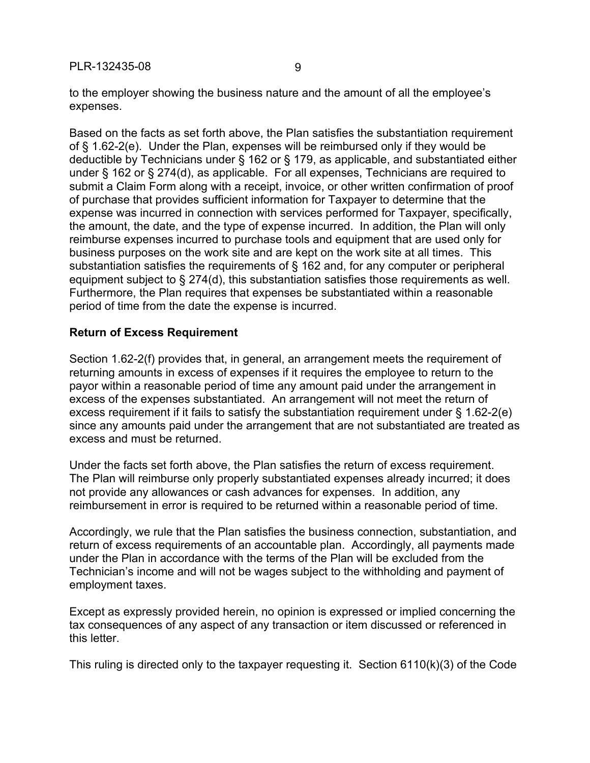to the employer showing the business nature and the amount of all the employee's expenses.

Based on the facts as set forth above, the Plan satisfies the substantiation requirement of § 1.62-2(e). Under the Plan, expenses will be reimbursed only if they would be deductible by Technicians under § 162 or § 179, as applicable, and substantiated either under § 162 or § 274(d), as applicable. For all expenses, Technicians are required to submit a Claim Form along with a receipt, invoice, or other written confirmation of proof of purchase that provides sufficient information for Taxpayer to determine that the expense was incurred in connection with services performed for Taxpayer, specifically, the amount, the date, and the type of expense incurred. In addition, the Plan will only reimburse expenses incurred to purchase tools and equipment that are used only for business purposes on the work site and are kept on the work site at all times. This substantiation satisfies the requirements of § 162 and, for any computer or peripheral equipment subject to § 274(d), this substantiation satisfies those requirements as well. Furthermore, the Plan requires that expenses be substantiated within a reasonable period of time from the date the expense is incurred.

**Return of Excess Requirement**

Section 1.62-2(f) provides that, in general, an arrangement meets the requirement of returning amounts in excess of expenses if it requires the employee to return to the payor within a reasonable period of time any amount paid under the arrangement in excess of the expenses substantiated. An arrangement will not meet the return of excess requirement if it fails to satisfy the substantiation requirement under § 1.62-2(e) since any amounts paid under the arrangement that are not substantiated are treated as excess and must be returned.

Under the facts set forth above, the Plan satisfies the return of excess requirement. The Plan will reimburse only properly substantiated expenses already incurred; it does not provide any allowances or cash advances for expenses. In addition, any reimbursement in error is required to be returned within a reasonable period of time.

Accordingly, we rule that the Plan satisfies the business connection, substantiation, and return of excess requirements of an accountable plan. Accordingly, all payments made under the Plan in accordance with the terms of the Plan will be excluded from the Technician's income and will not be wages subject to the withholding and payment of employment taxes.

Except as expressly provided herein, no opinion is expressed or implied concerning the tax consequences of any aspect of any transaction or item discussed or referenced in this letter.

This ruling is directed only to the taxpayer requesting it. Section 6110(k)(3) of the Code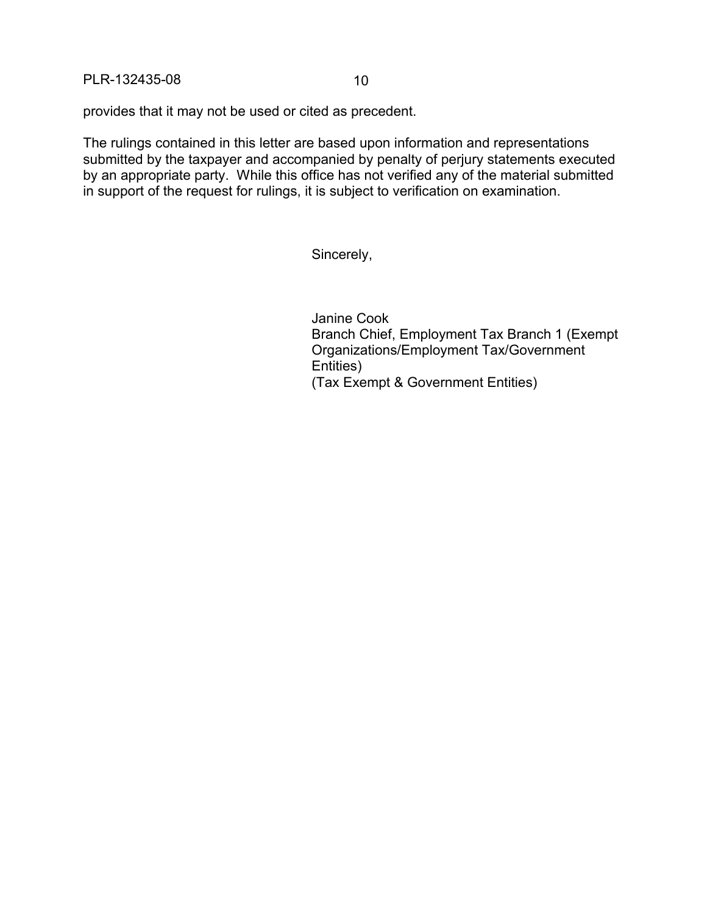provides that it may not be used or cited as precedent.

The rulings contained in this letter are based upon information and representations submitted by the taxpayer and accompanied by penalty of perjury statements executed by an appropriate party. While this office has not verified any of the material submitted in support of the request for rulings, it is subject to verification on examination.

Sincerely,

Janine Cook
Branch Chief, Employment Tax Branch 1 (Exempt Organizations/Employment Tax/Government Entities)
(Tax Exempt & Government Entities)